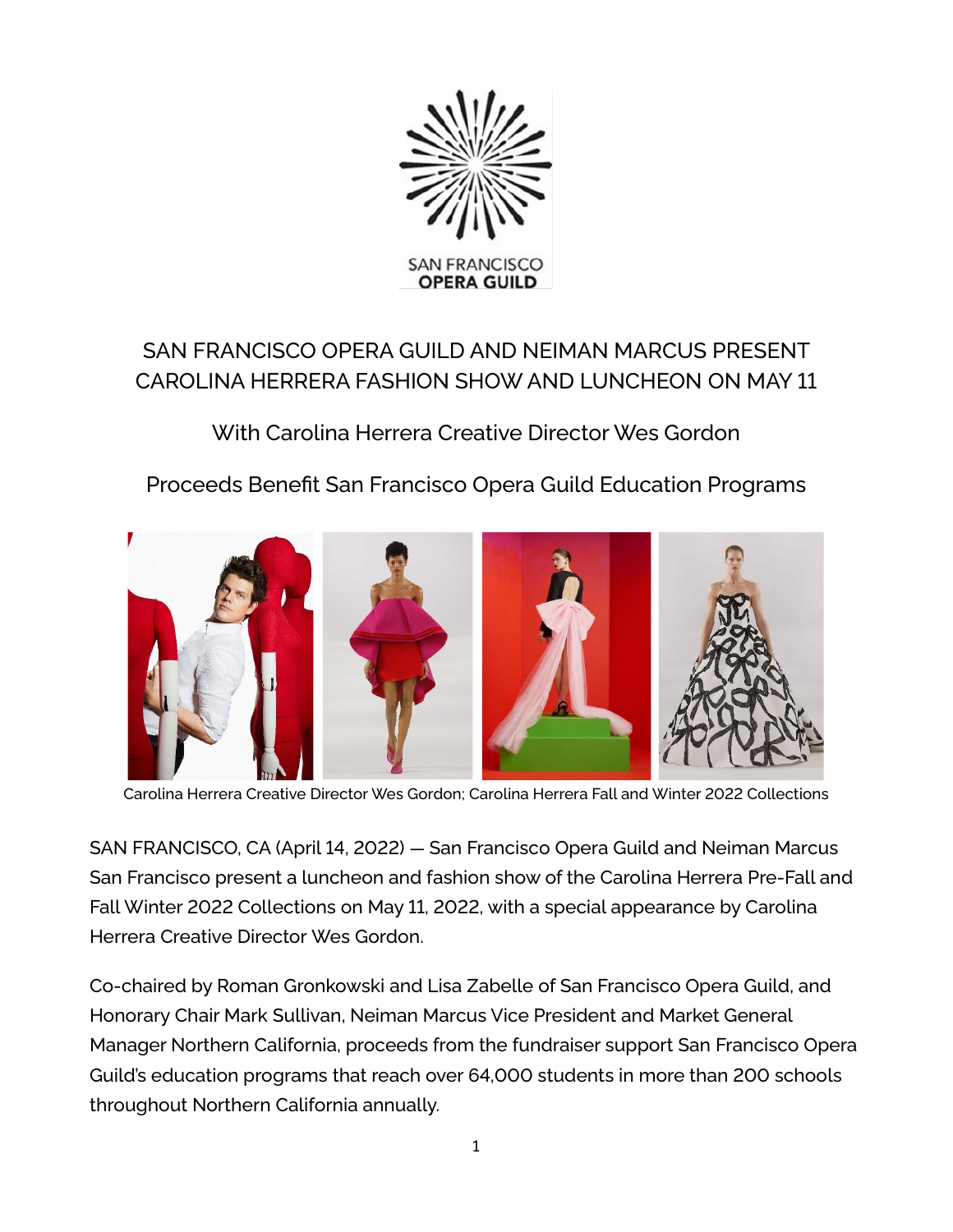SAN FRANCISCO OPERA GUILD

# SAN FRANCISCO OPERA GUILD AND NEIMAN MARCUS PRESENT CAROLINA HERRERA FASHION SHOW AND LUNCHEON ON MAY 11

## With Carolina Herrera Creative Director Wes Gordon

## Proceeds Benefit San Francisco Opera Guild Education Programs

Carolina Herrera Creative Director Wes Gordon; Carolina Herrera Fall and Winter 2022 Collections

SAN FRANCISCO, CA (April 14, 2022) — San Francisco Opera Guild and Neiman Marcus San Francisco present a luncheon and fashion show of the Carolina Herrera Pre-Fall and Fall Winter 2022 Collections on May 11, 2022, with a special appearance by Carolina Herrera Creative Director Wes Gordon.

Co-chaired by Roman Gronkowski and Lisa Zabelle of San Francisco Opera Guild, and Honorary Chair Mark Sullivan, Neiman Marcus Vice President and Market General Manager Northern California, proceeds from the fundraiser support San Francisco Opera Guild's education programs that reach over 64,000 students in more than 200 schools throughout Northern California annually.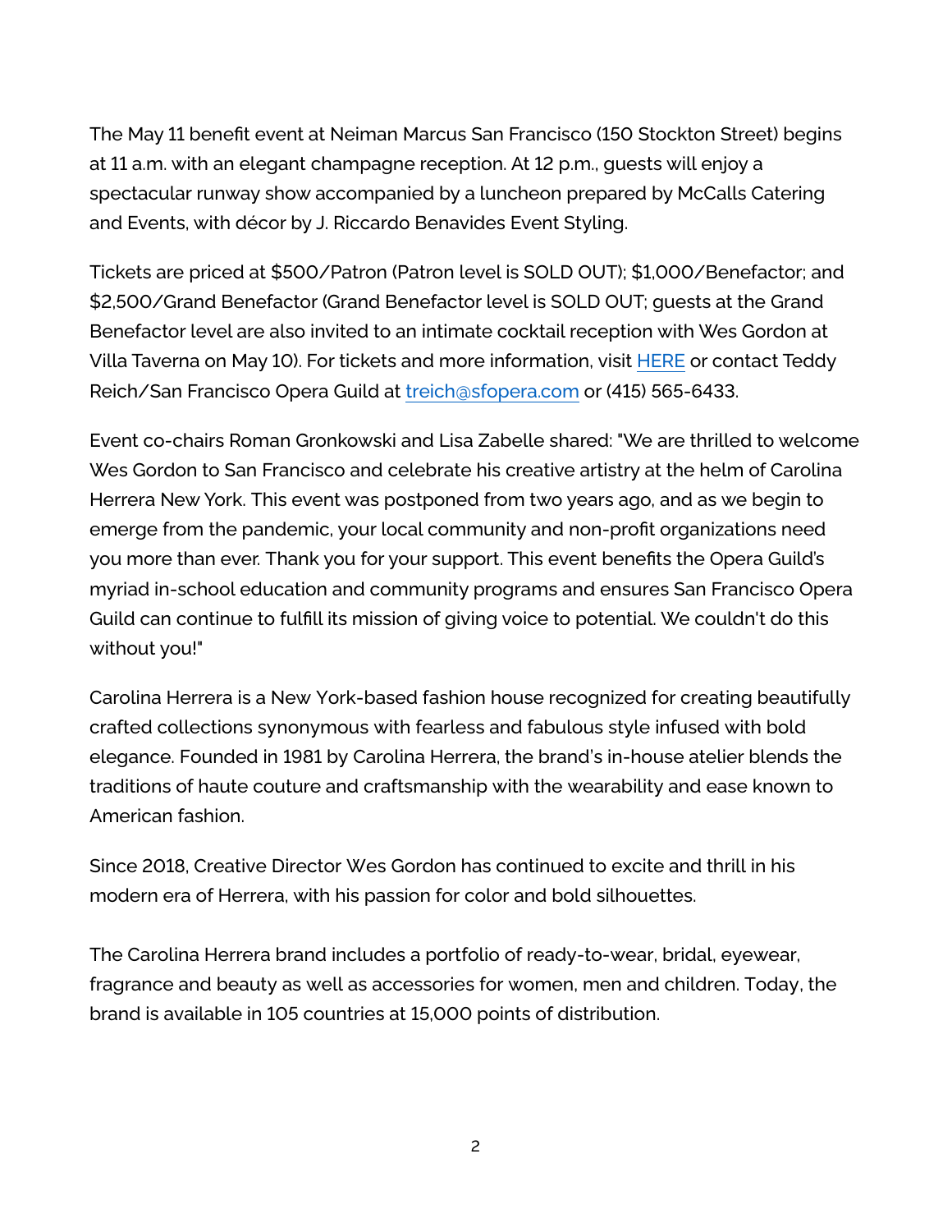The May 11 benefit event at Neiman Marcus San Francisco (150 Stockton Street) begins at 11 a.m. with an elegant champagne reception. At 12 p.m., guests will enjoy a spectacular runway show accompanied by a luncheon prepared by McCalls Catering and Events, with décor by J. Riccardo Benavides Event Styling.

Tickets are priced at $500/Patron (Patron level is SOLD OUT); $1,000/Benefactor; and $2,500/Grand Benefactor (Grand Benefactor level is SOLD OUT; guests at the Grand Benefactor level are also invited to an intimate cocktail reception with Wes Gordon at Villa Taverna on May 10). For tickets and more information, visit HERE or contact Teddy Reich/San Francisco Opera Guild at treich@sfopera.com or (415) 565-6433.

Event co-chairs Roman Gronkowski and Lisa Zabelle shared: "We are thrilled to welcome Wes Gordon to San Francisco and celebrate his creative artistry at the helm of Carolina Herrera New York. This event was postponed from two years ago, and as we begin to emerge from the pandemic, your local community and non-profit organizations need you more than ever. Thank you for your support. This event benefits the Opera Guild's myriad in-school education and community programs and ensures San Francisco Opera Guild can continue to fulfill its mission of giving voice to potential. We couldn't do this without you!"

Carolina Herrera is a New York-based fashion house recognized for creating beautifully crafted collections synonymous with fearless and fabulous style infused with bold elegance. Founded in 1981 by Carolina Herrera, the brand's in-house atelier blends the traditions of haute couture and craftsmanship with the wearability and ease known to American fashion.

Since 2018, Creative Director Wes Gordon has continued to excite and thrill in his modern era of Herrera, with his passion for color and bold silhouettes.

The Carolina Herrera brand includes a portfolio of ready-to-wear, bridal, eyewear, fragrance and beauty as well as accessories for women, men and children. Today, the brand is available in 105 countries at 15,000 points of distribution.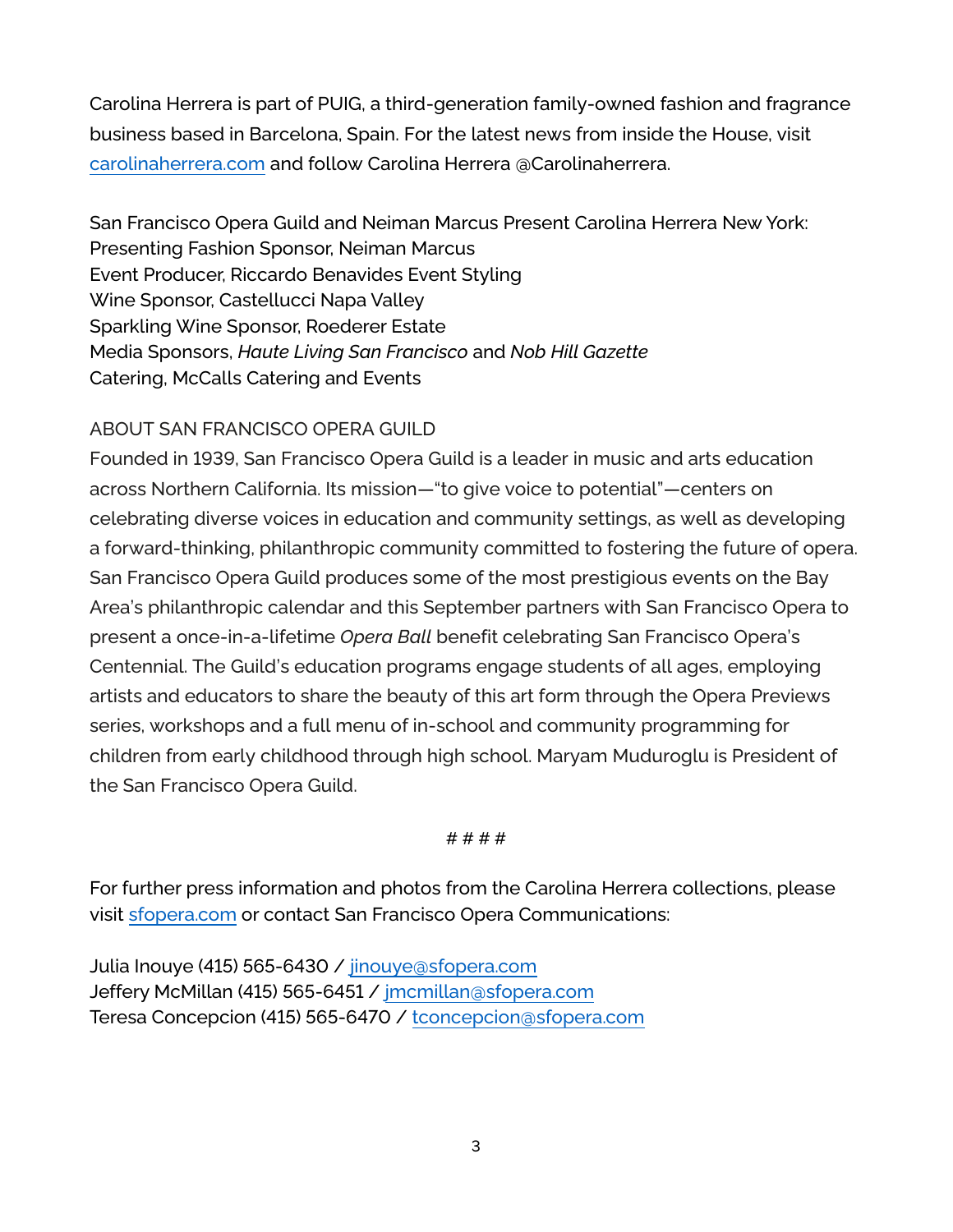Carolina Herrera is part of PUIG, a third-generation family-owned fashion and fragrance business based in Barcelona, Spain. For the latest news from inside the House, visit [carolinaherrera.com](carolinaherrera.com) and follow Carolina Herrera @Carolinaherrera.

San Francisco Opera Guild and Neiman Marcus Present Carolina Herrera New York:
Presenting Fashion Sponsor, Neiman Marcus
Event Producer, Riccardo Benavides Event Styling
Wine Sponsor, Castellucci Napa Valley
Sparkling Wine Sponsor, Roederer Estate
Media Sponsors, *Haute Living San Francisco* and *Nob Hill Gazette*
Catering, McCalls Catering and Events

ABOUT SAN FRANCISCO OPERA GUILD
Founded in 1939, San Francisco Opera Guild is a leader in music and arts education across Northern California. Its mission—"to give voice to potential"—centers on celebrating diverse voices in education and community settings, as well as developing a forward-thinking, philanthropic community committed to fostering the future of opera. San Francisco Opera Guild produces some of the most prestigious events on the Bay Area's philanthropic calendar and this September partners with San Francisco Opera to present a once-in-a-lifetime *Opera Ball* benefit celebrating San Francisco Opera's Centennial. The Guild's education programs engage students of all ages, employing artists and educators to share the beauty of this art form through the Opera Previews series, workshops and a full menu of in-school and community programming for children from early childhood through high school. Maryam Muduroglu is President of the San Francisco Opera Guild.

# # # #

For further press information and photos from the Carolina Herrera collections, please visit [sfopera.com](sfopera.com) or contact San Francisco Opera Communications:

Julia Inouye (415) 565-6430 / [jinouye@sfopera.com](mailto:jinouye@sfopera.com)
Jeffery McMillan (415) 565-6451 / [jmcmillan@sfopera.com](mailto:jmcmillan@sfopera.com)
Teresa Concepcion (415) 565-6470 / [tconcepcion@sfopera.com](mailto:tconcepcion@sfopera.com)